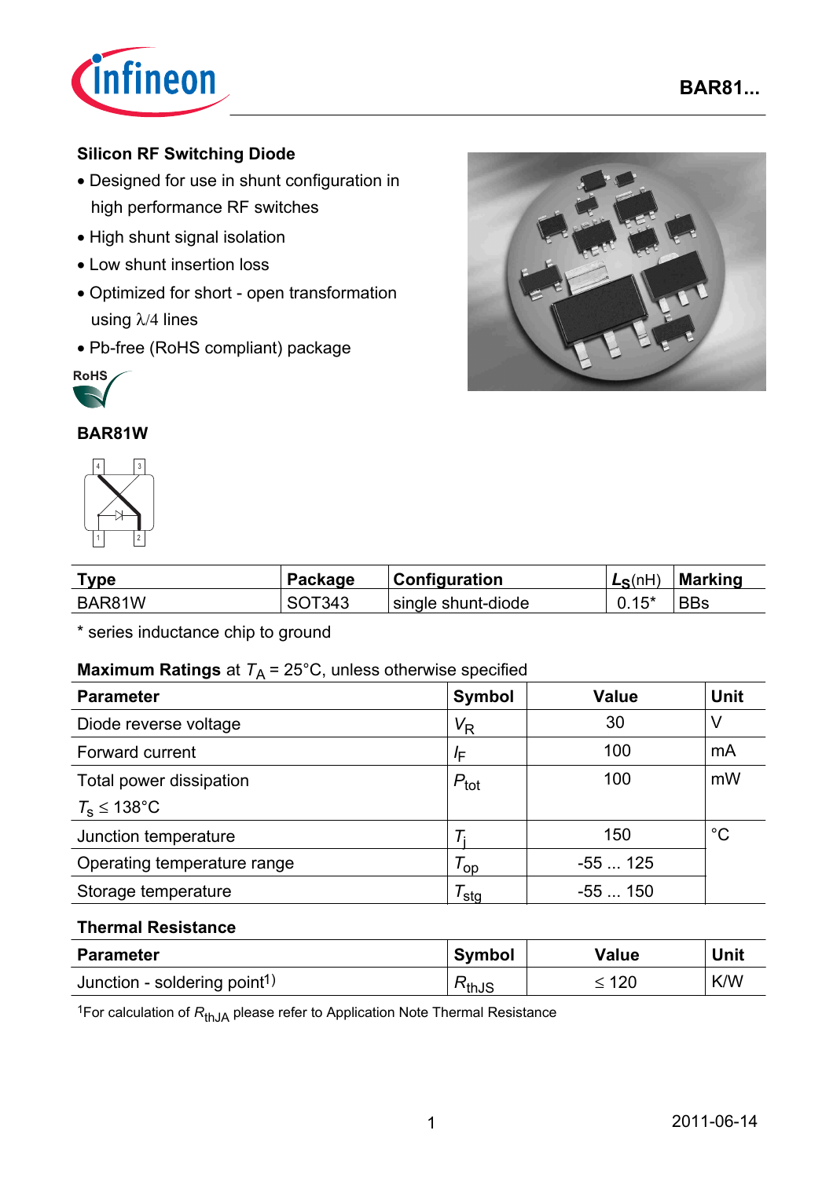**BAR81...**

## Silicon RF Switching Diode

- Designed for use in shunt configuration in high performance RF switches
- High shunt signal isolation
- Low shunt insertion loss
- Optimized for short - open transformation using λ/4 lines
- Pb-free (RoHS compliant) package

RoHS

### BAR81W

| Type | Package | Configuration | $L_S$(nH) | Marking |
|---|---|---|---|---|
| BAR81W | SOT343 | single shunt-diode | 0.15* | BBs |

\* series inductance chip to ground

**Maximum Ratings** at $T_A$ = 25°C, unless otherwise specified

| Parameter | Symbol | Value | Unit |
|---|---|---|---|
| Diode reverse voltage | $V_R$ | 30 | V |
| Forward current | $I_F$ | 100 | mA |
| Total power dissipation<br>$T_s$ ≤ 138°C | $P_{tot}$ | 100 | mW |
| Junction temperature | $T_j$ | 150 | °C |
| Operating temperature range | $T_{op}$ | -55 ... 125 | |
| Storage temperature | $T_{stg}$ | -55 ... 150 | |

**Thermal Resistance**

| Parameter | Symbol | Value | Unit |
|---|---|---|---|
| Junction - soldering point[1] | $R_{thJS}$ | ≤ 120 | K/W |

[1]For calculation of $R_{thJA}$ please refer to Application Note Thermal Resistance

2011-06-14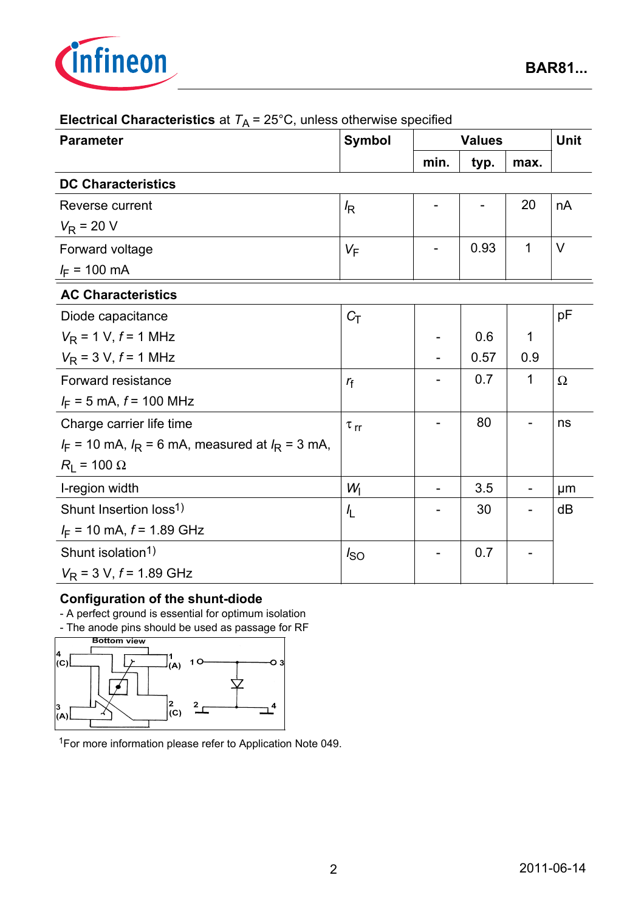**Electrical Characteristics** at $T_A$ = 25°C, unless otherwise specified

| Parameter | Symbol | Values | | | Unit |
|---|---|---|---|---|---|
| | | min. | typ. | max. | |
| **DC Characteristics** | | | | | |
| Reverse current<br>$V_R$ = 20 V | $I_R$ | - | - | 20 | nA |
| Forward voltage<br>$I_F$ = 100 mA | $V_F$ | - | 0.93 | 1 | V |
| **AC Characteristics** | | | | | |
| Diode capacitance | $C_T$ | | | | pF |
| $V_R$ = 1 V, $f$ = 1 MHz | | - | 0.6 | 1 | |
| $V_R$ = 3 V, $f$ = 1 MHz | | - | 0.57 | 0.9 | |
| Forward resistance<br>$I_F$ = 5 mA, $f$ = 100 MHz | $r_f$ | - | 0.7 | 1 | Ω |
| Charge carrier life time<br>$I_F$ = 10 mA, $I_R$ = 6 mA, measured at $I_R$ = 3 mA,<br>$R_L$ = 100 Ω | $\tau_{rr}$ | - | 80 | - | ns |
| I-region width | $W_I$ | - | 3.5 | - | µm |
| Shunt Insertion loss[1]<br>$I_F$ = 10 mA, $f$ = 1.89 GHz | $I_L$ | - | 30 | - | dB |
| Shunt isolation[1]<br>$V_R$ = 3 V, $f$ = 1.89 GHz | $I_{SO}$ | - | 0.7 | - | |

**Configuration of the shunt-diode**

- A perfect ground is essential for optimum isolation
- The anode pins should be used as passage for RF

[1]For more information please refer to Application Note 049.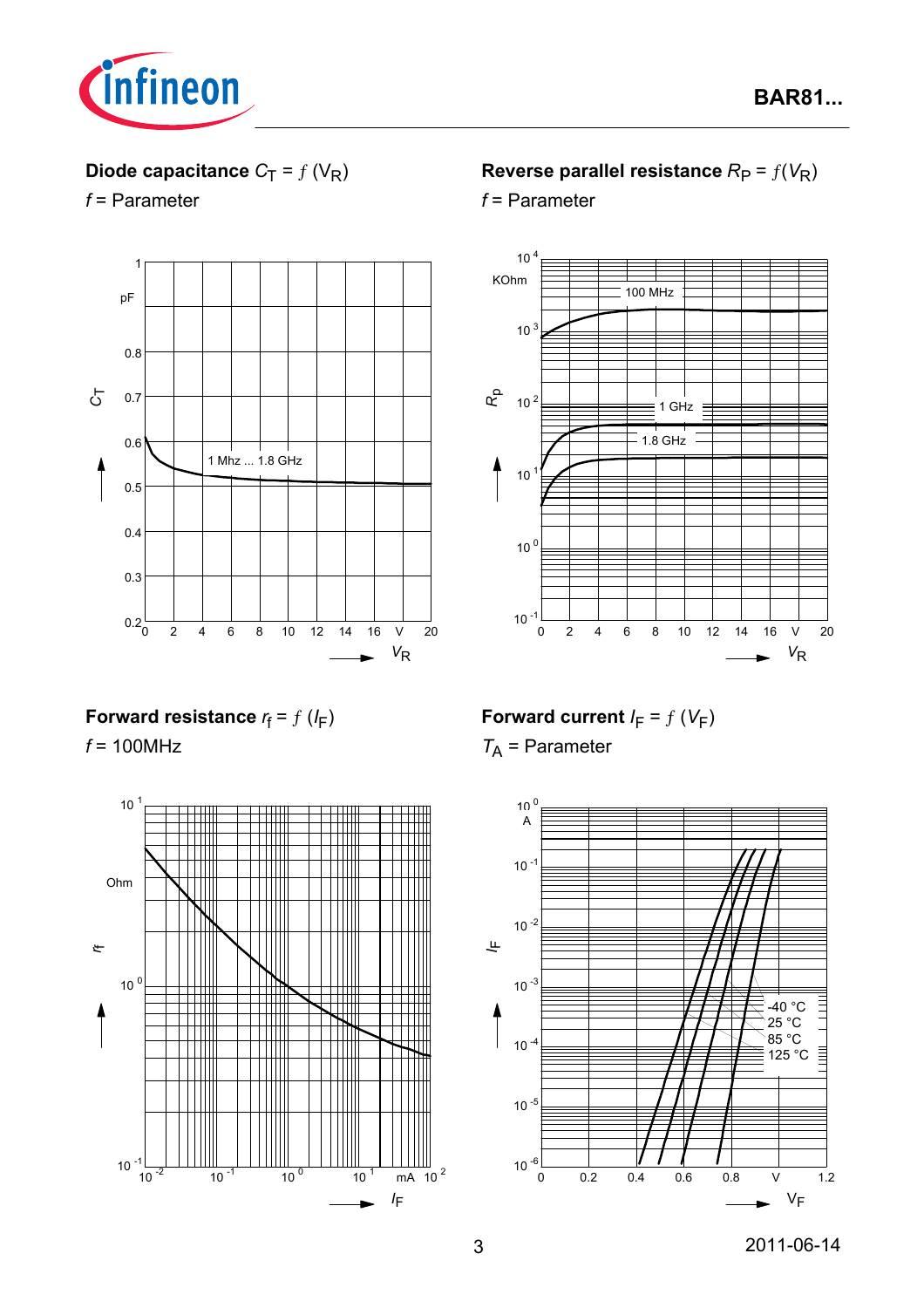**Diode capacitance** $C_T = f(V_R)$

$f$ = Parameter

**Reverse parallel resistance** $R_P = f(V_R)$

$f$ = Parameter

**Forward resistance** $r_f = f(I_F)$

$f$ = 100MHz

**Forward current** $I_F = f(V_F)$

$T_A$ = Parameter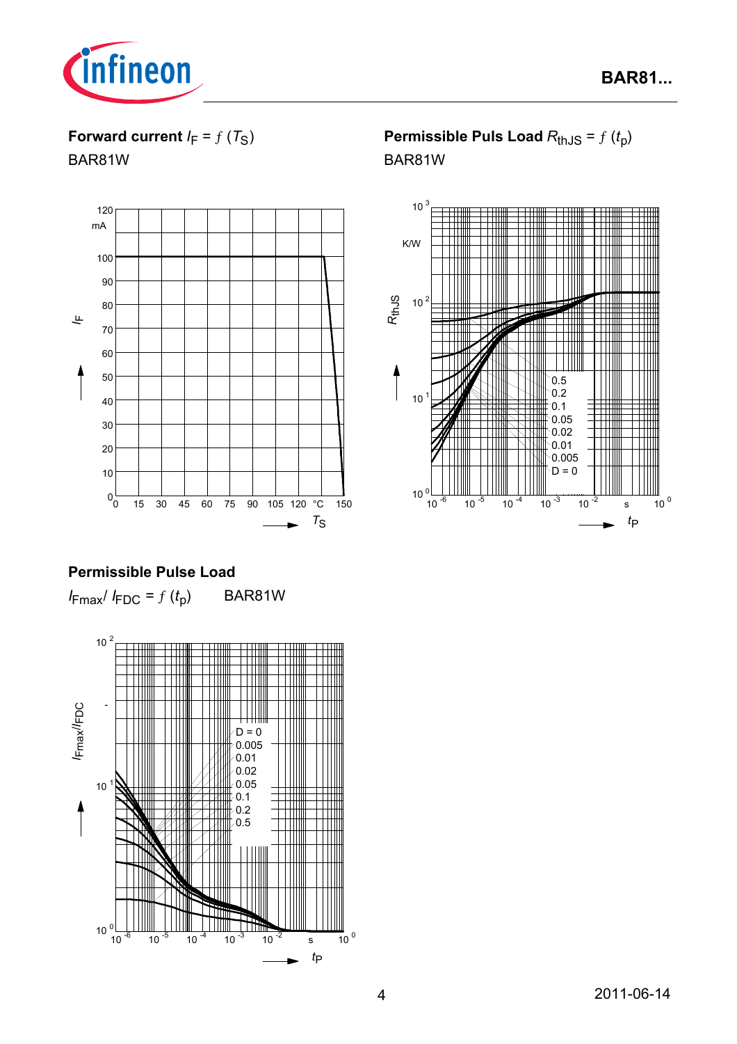**Forward current $I_F = f(T_S)$**

BAR81W

**Permissible Puls Load $R_{thJS} = f(t_p)$**

BAR81W

**Permissible Pulse Load**

$I_{Fmax}/I_{FDC} = f(t_p)$ BAR81W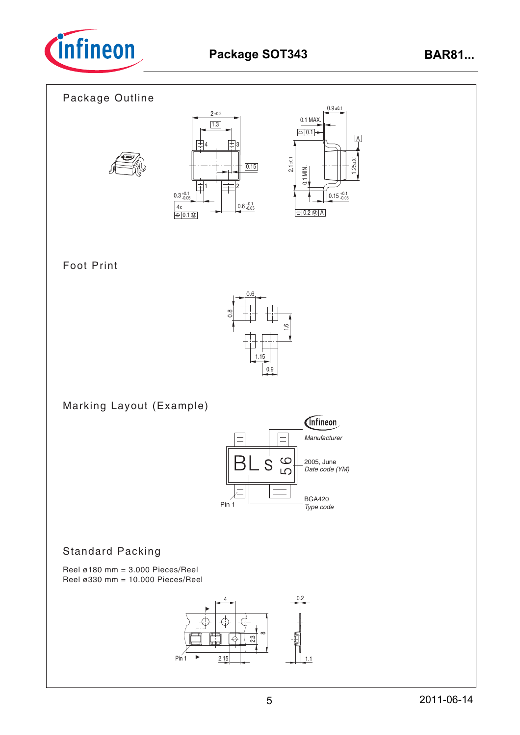# Package SOT343

## Package Outline

## Foot Print

## Marking Layout (Example)

## Standard Packing

Reel ø180 mm = 3.000 Pieces/Reel
Reel ø330 mm = 10.000 Pieces/Reel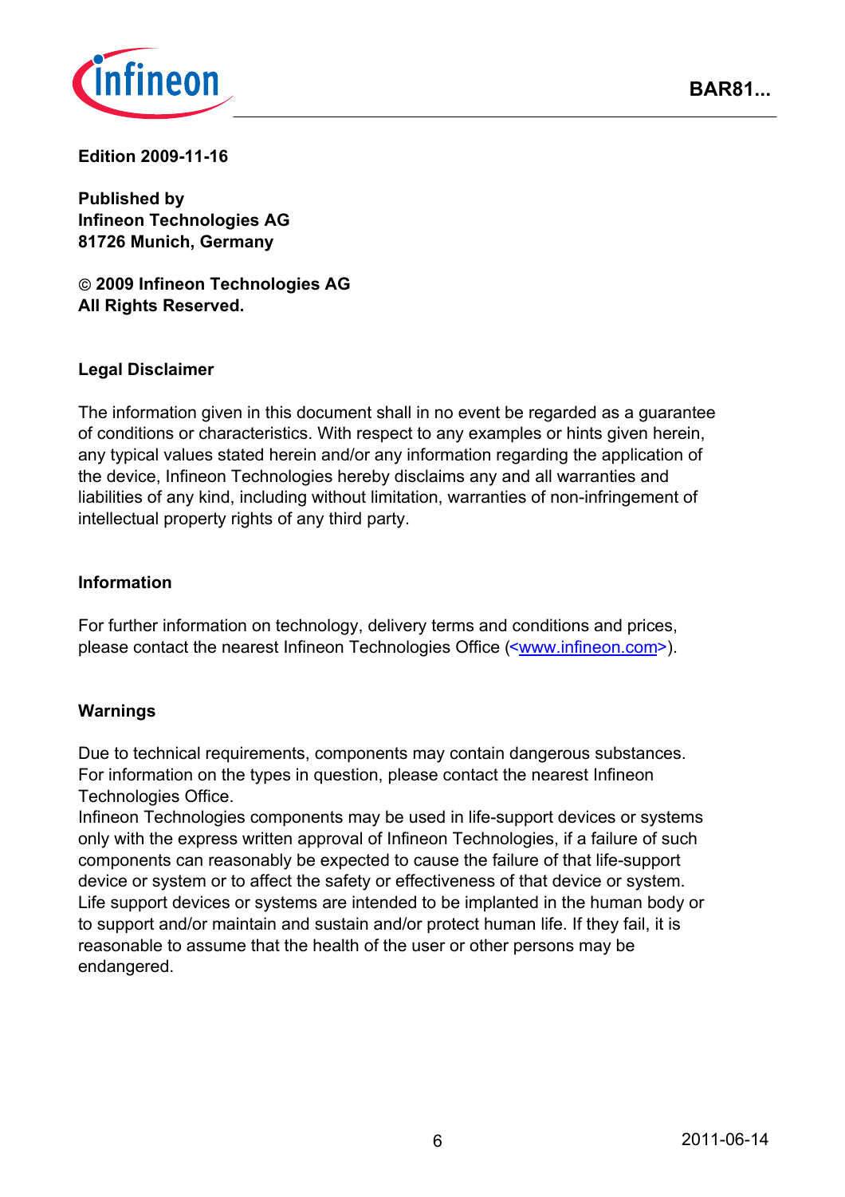**Edition 2009-11-16**

**Published by**
**Infineon Technologies AG**
**81726 Munich, Germany**

**© 2009 Infineon Technologies AG**
**All Rights Reserved.**

## Legal Disclaimer

The information given in this document shall in no event be regarded as a guarantee of conditions or characteristics. With respect to any examples or hints given herein, any typical values stated herein and/or any information regarding the application of the device, Infineon Technologies hereby disclaims any and all warranties and liabilities of any kind, including without limitation, warranties of non-infringement of intellectual property rights of any third party.

## Information

For further information on technology, delivery terms and conditions and prices, please contact the nearest Infineon Technologies Office (<www.infineon.com>).

## Warnings

Due to technical requirements, components may contain dangerous substances. For information on the types in question, please contact the nearest Infineon Technologies Office.
Infineon Technologies components may be used in life-support devices or systems only with the express written approval of Infineon Technologies, if a failure of such components can reasonably be expected to cause the failure of that life-support device or system or to affect the safety or effectiveness of that device or system. Life support devices or systems are intended to be implanted in the human body or to support and/or maintain and sustain and/or protect human life. If they fail, it is reasonable to assume that the health of the user or other persons may be endangered.